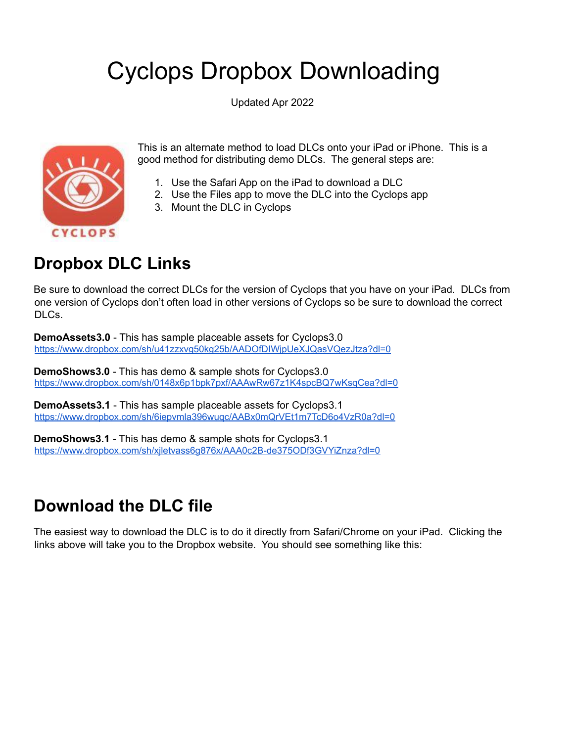# Cyclops Dropbox Downloading

Updated Apr 2022

This is an alternate method to load DLCs onto your iPad or iPhone. This is a good method for distributing demo DLCs. The general steps are:

1. Use the Safari App on the iPad to download a DLC
2. Use the Files app to move the DLC into the Cyclops app
3. Mount the DLC in Cyclops

## Dropbox DLC Links

Be sure to download the correct DLCs for the version of Cyclops that you have on your iPad. DLCs from one version of Cyclops don't often load in other versions of Cyclops so be sure to download the correct DLCs.

**DemoAssets3.0** - This has sample placeable assets for Cyclops3.0
https://www.dropbox.com/sh/u41zzxvg50kg25b/AADOfDIWjpUeXJQasVQezJtza?dl=0

**DemoShows3.0** - This has demo & sample shots for Cyclops3.0
https://www.dropbox.com/sh/0148x6p1bpk7pxf/AAAwRw67z1K4spcBQ7wKsqCea?dl=0

**DemoAssets3.1** - This has sample placeable assets for Cyclops3.1
https://www.dropbox.com/sh/6iepvmla396wuqc/AABx0mQrVEt1m7TcD6o4VzR0a?dl=0

**DemoShows3.1** - This has demo & sample shots for Cyclops3.1
https://www.dropbox.com/sh/xjletvass6g876x/AAA0c2B-de375ODf3GVYiZnza?dl=0

## Download the DLC file

The easiest way to download the DLC is to do it directly from Safari/Chrome on your iPad. Clicking the links above will take you to the Dropbox website. You should see something like this: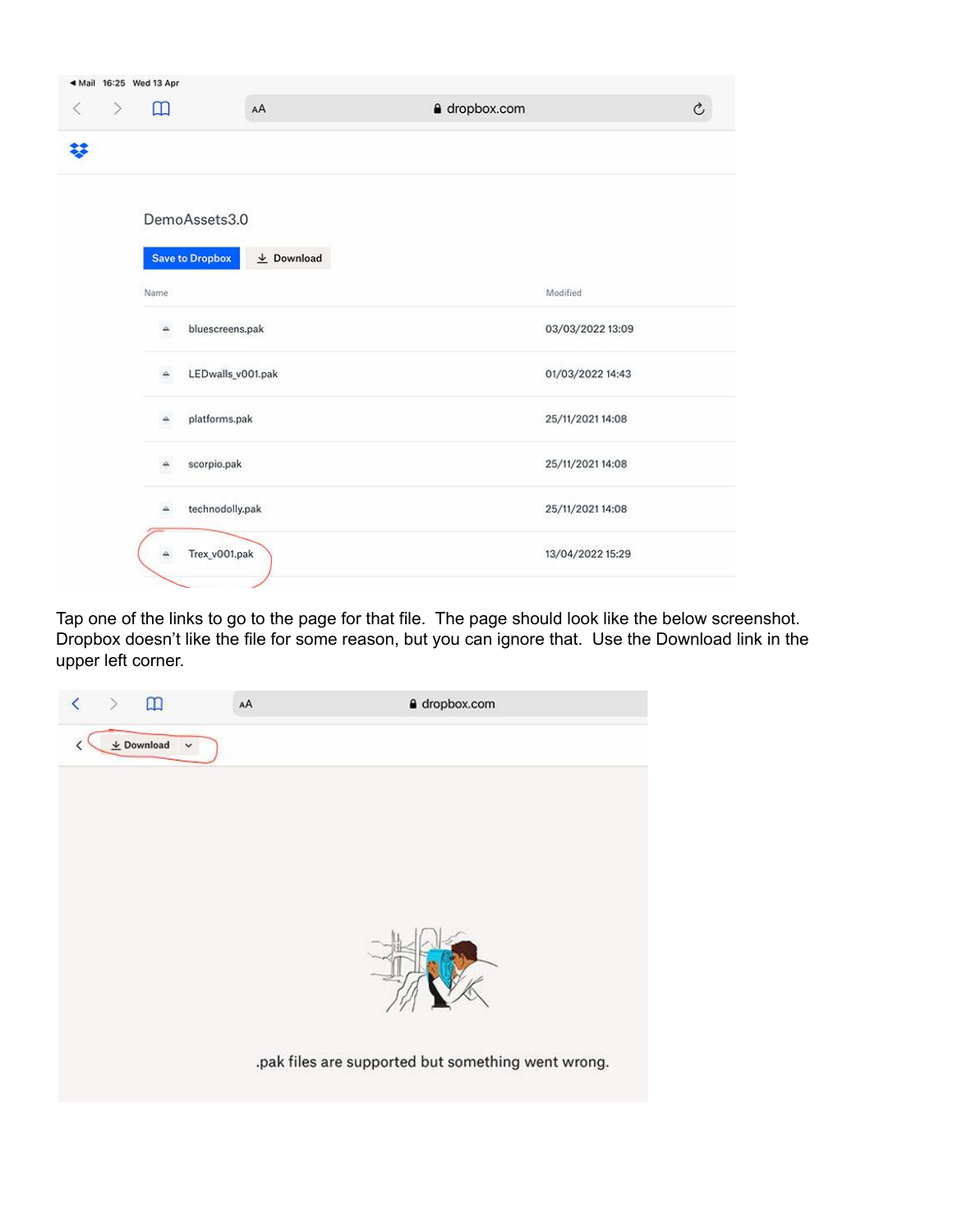Tap one of the links to go to the page for that file. The page should look like the below screenshot. Dropbox doesn't like the file for some reason, but you can ignore that. Use the Download link in the upper left corner.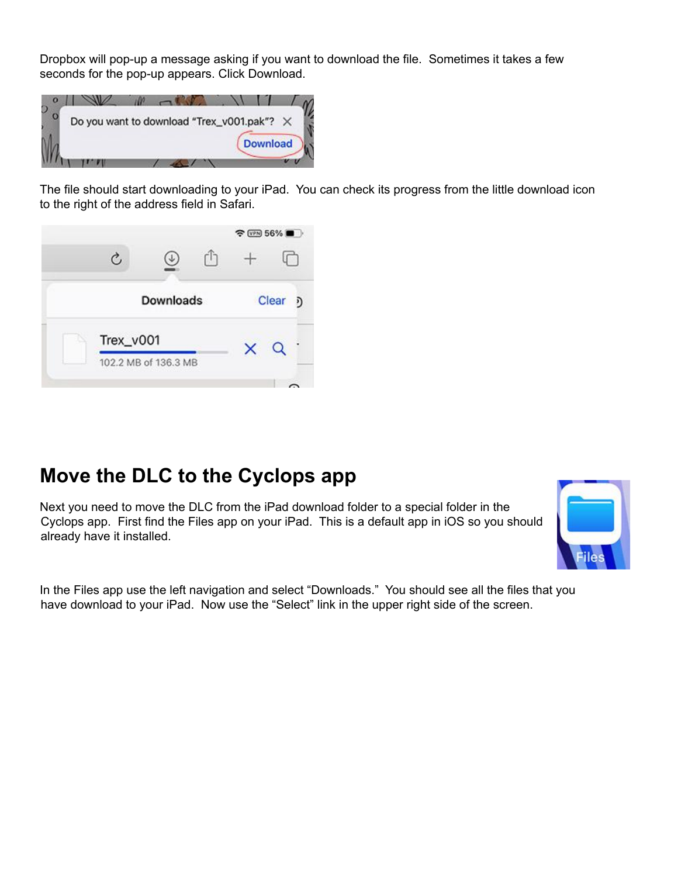Dropbox will pop-up a message asking if you want to download the file.  Sometimes it takes a few seconds for the pop-up appears. Click Download.

The file should start downloading to your iPad.  You can check its progress from the little download icon to the right of the address field in Safari.

## Move the DLC to the Cyclops app

Next you need to move the DLC from the iPad download folder to a special folder in the Cyclops app.  First find the Files app on your iPad.  This is a default app in iOS so you should already have it installed.

In the Files app use the left navigation and select “Downloads.”  You should see all the files that you have download to your iPad.  Now use the “Select” link in the upper right side of the screen.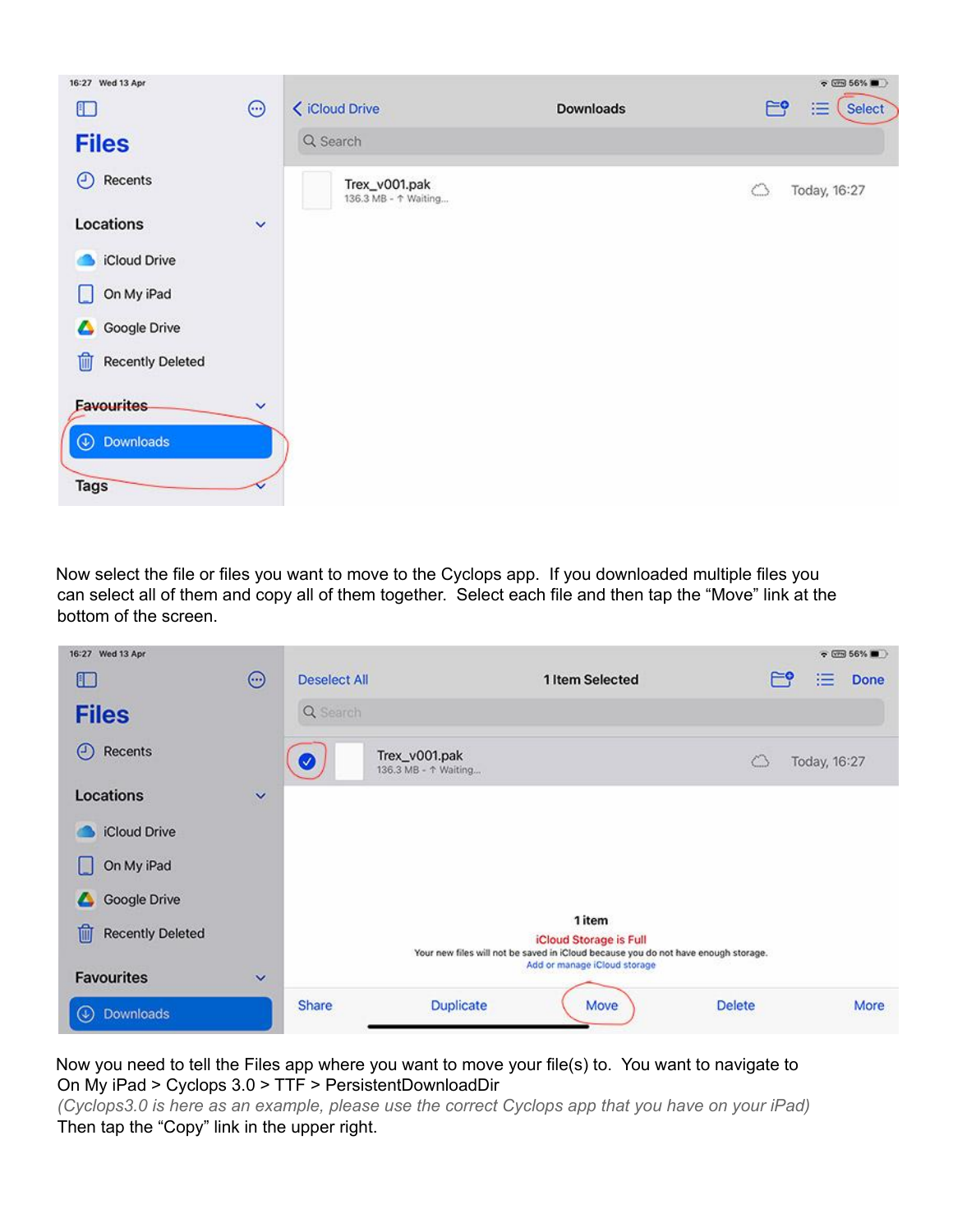Now select the file or files you want to move to the Cyclops app. If you downloaded multiple files you can select all of them and copy all of them together. Select each file and then tap the "Move" link at the bottom of the screen.

Now you need to tell the Files app where you want to move your file(s) to. You want to navigate to On My iPad > Cyclops 3.0 > TTF > PersistentDownloadDir

*(Cyclops3.0 is here as an example, please use the correct Cyclops app that you have on your iPad)*

Then tap the "Copy" link in the upper right.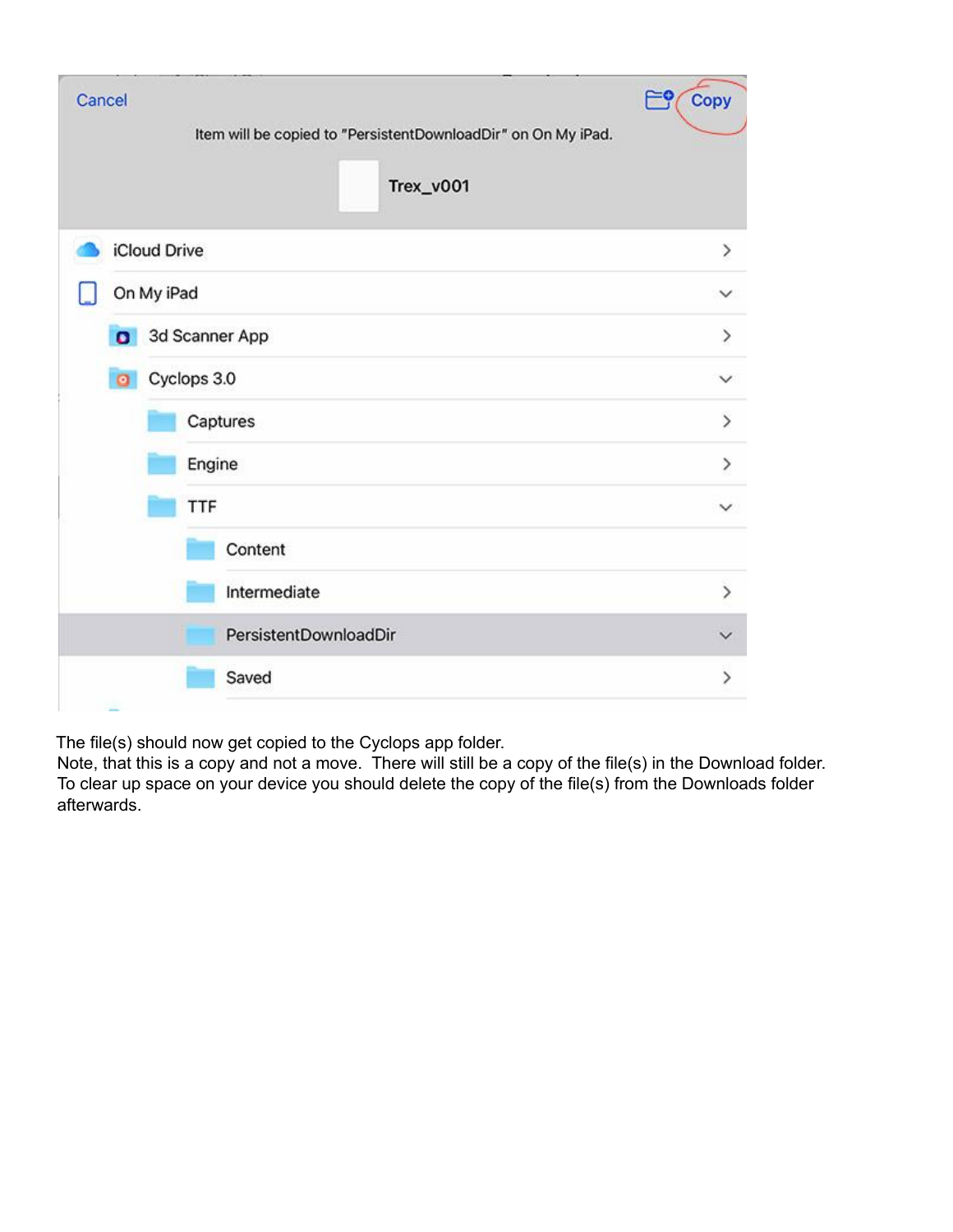The file(s) should now get copied to the Cyclops app folder.
Note, that this is a copy and not a move. There will still be a copy of the file(s) in the Download folder. To clear up space on your device you should delete the copy of the file(s) from the Downloads folder afterwards.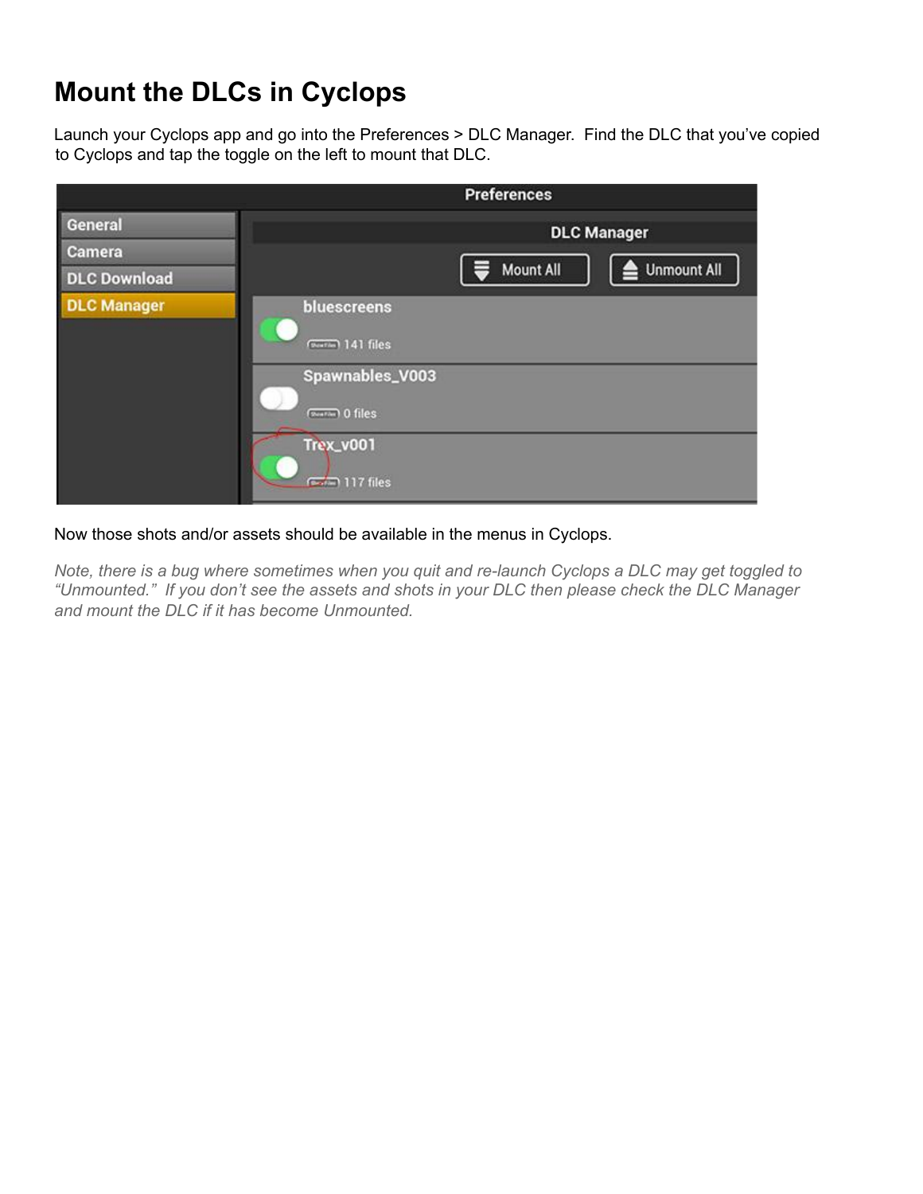# Mount the DLCs in Cyclops

Launch your Cyclops app and go into the Preferences > DLC Manager. Find the DLC that you've copied to Cyclops and tap the toggle on the left to mount that DLC.

Now those shots and/or assets should be available in the menus in Cyclops.

*Note, there is a bug where sometimes when you quit and re-launch Cyclops a DLC may get toggled to "Unmounted." If you don't see the assets and shots in your DLC then please check the DLC Manager and mount the DLC if it has become Unmounted.*